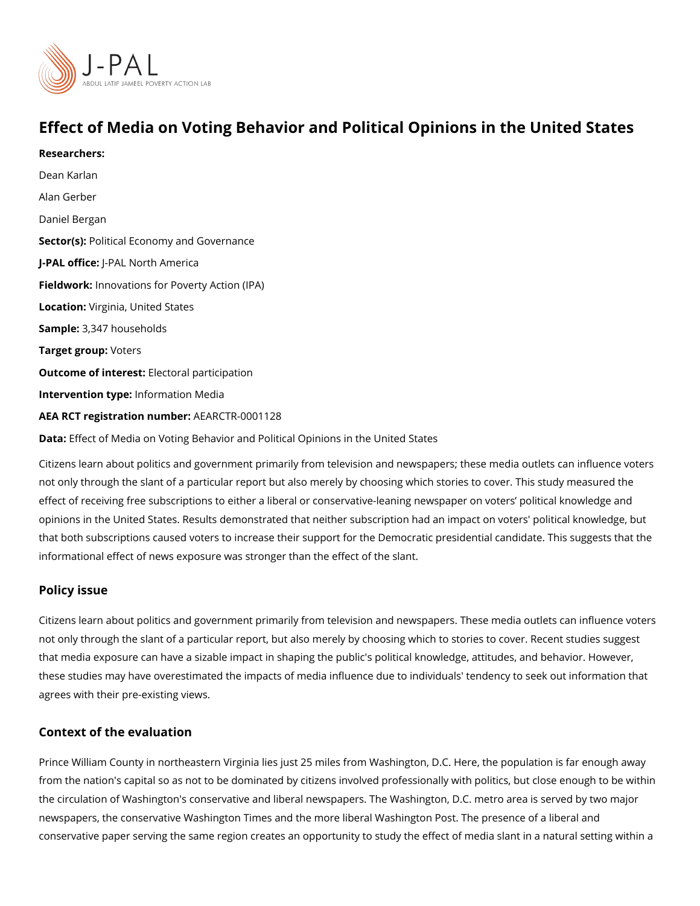# Effect of Media on Voting Behavior and Political Opinions in the United States

**Researchers:**

Dean Karlan

Alan Gerber

Daniel Bergan

**Sector(s):** Political Economy and Governance

**J-PAL office:** J-PAL North America

**Fieldwork:** Innovations for Poverty Action (IPA)

**Location:** Virginia, United States

**Sample:** 3,347 households

**Target group:** Voters

**Outcome of interest:** Electoral participation

**Intervention type:** Information Media

**AEA RCT registration number:** AEARCTR-0001128

**Data:** Effect of Media on Voting Behavior and Political Opinions in the United States

Citizens learn about politics and government primarily from television and newspapers; these media outlets can influence voters not only through the slant of a particular report but also merely by choosing which stories to cover. This study measured the effect of receiving free subscriptions to either a liberal or conservative-leaning newspaper on voters' political knowledge and opinions in the United States. Results demonstrated that neither subscription had an impact on voters' political knowledge, but that both subscriptions caused voters to increase their support for the Democratic presidential candidate. This suggests that the informational effect of news exposure was stronger than the effect of the slant.

## Policy issue

Citizens learn about politics and government primarily from television and newspapers. These media outlets can influence voters not only through the slant of a particular report, but also merely by choosing which to stories to cover. Recent studies suggest that media exposure can have a sizable impact in shaping the public's political knowledge, attitudes, and behavior. However, these studies may have overestimated the impacts of media influence due to individuals' tendency to seek out information that agrees with their pre-existing views.

## Context of the evaluation

Prince William County in northeastern Virginia lies just 25 miles from Washington, D.C. Here, the population is far enough away from the nation's capital so as not to be dominated by citizens involved professionally with politics, but close enough to be within the circulation of Washington's conservative and liberal newspapers. The Washington, D.C. metro area is served by two major newspapers, the conservative Washington Times and the more liberal Washington Post. The presence of a liberal and conservative paper serving the same region creates an opportunity to study the effect of media slant in a natural setting within a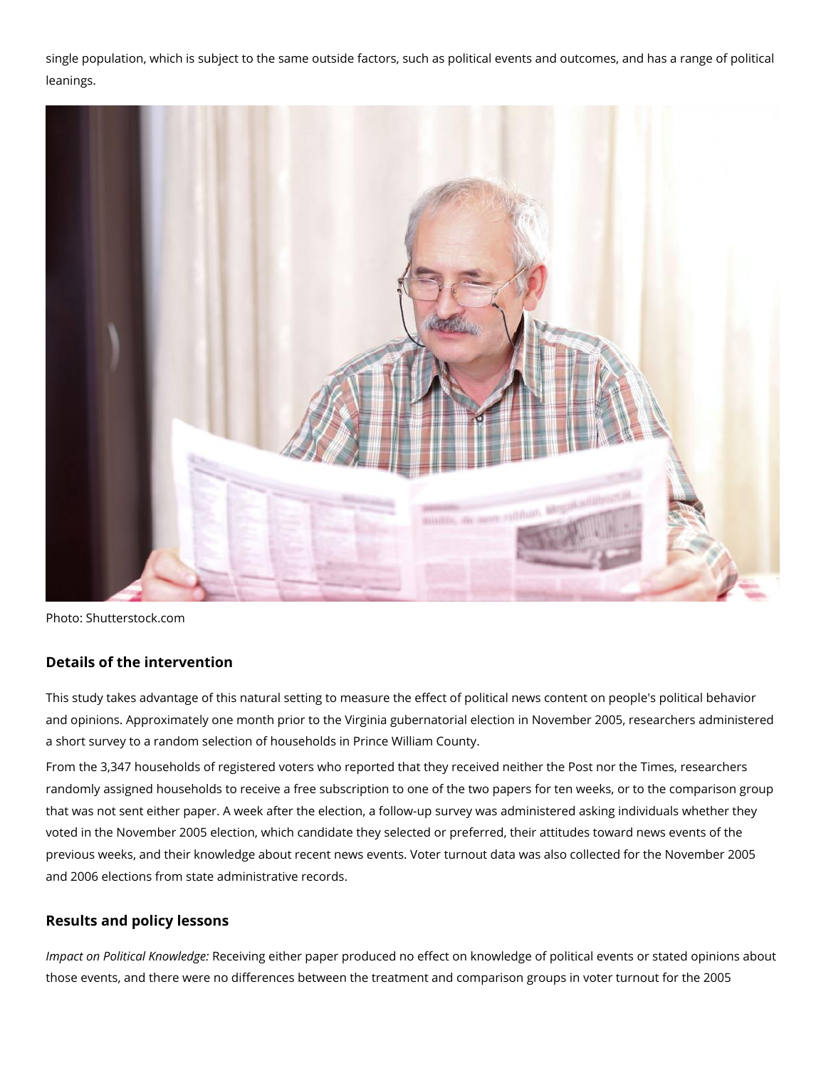single population, which is subject to the same outside factors, such as political events and outcomes, and has a range of political leanings.

Photo: Shutterstock.com

### Details of the intervention

This study takes advantage of this natural setting to measure the effect of political news content on people's political behavior and opinions. Approximately one month prior to the Virginia gubernatorial election in November 2005, researchers administered a short survey to a random selection of households in Prince William County.

From the 3,347 households of registered voters who reported that they received neither the Post nor the Times, researchers randomly assigned households to receive a free subscription to one of the two papers for ten weeks, or to the comparison group that was not sent either paper. A week after the election, a follow-up survey was administered asking individuals whether they voted in the November 2005 election, which candidate they selected or preferred, their attitudes toward news events of the previous weeks, and their knowledge about recent news events. Voter turnout data was also collected for the November 2005 and 2006 elections from state administrative records.

### Results and policy lessons

*Impact on Political Knowledge:* Receiving either paper produced no effect on knowledge of political events or stated opinions about those events, and there were no differences between the treatment and comparison groups in voter turnout for the 2005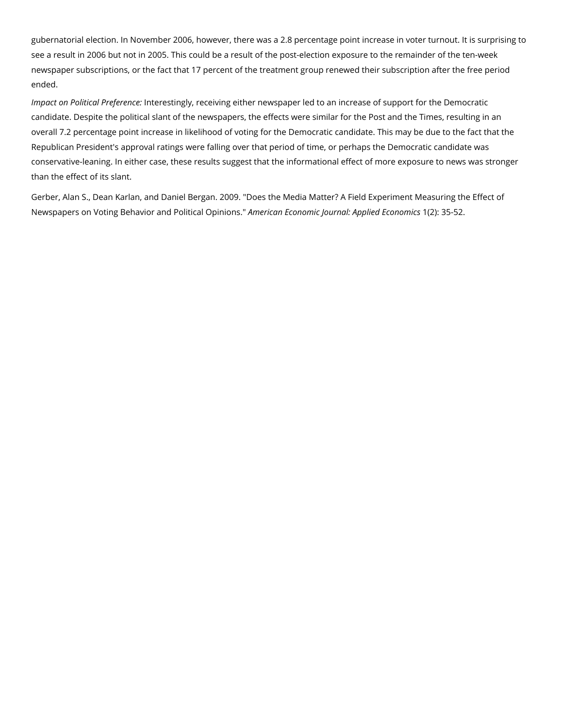gubernatorial election. In November 2006, however, there was a 2.8 percentage point increase in voter turnout. It is surprising to see a result in 2006 but not in 2005. This could be a result of the post-election exposure to the remainder of the ten-week newspaper subscriptions, or the fact that 17 percent of the treatment group renewed their subscription after the free period ended.

*Impact on Political Preference:* Interestingly, receiving either newspaper led to an increase of support for the Democratic candidate. Despite the political slant of the newspapers, the effects were similar for the Post and the Times, resulting in an overall 7.2 percentage point increase in likelihood of voting for the Democratic candidate. This may be due to the fact that the Republican President's approval ratings were falling over that period of time, or perhaps the Democratic candidate was conservative-leaning. In either case, these results suggest that the informational effect of more exposure to news was stronger than the effect of its slant.

Gerber, Alan S., Dean Karlan, and Daniel Bergan. 2009. "Does the Media Matter? A Field Experiment Measuring the Effect of Newspapers on Voting Behavior and Political Opinions." *American Economic Journal: Applied Economics* 1(2): 35-52.